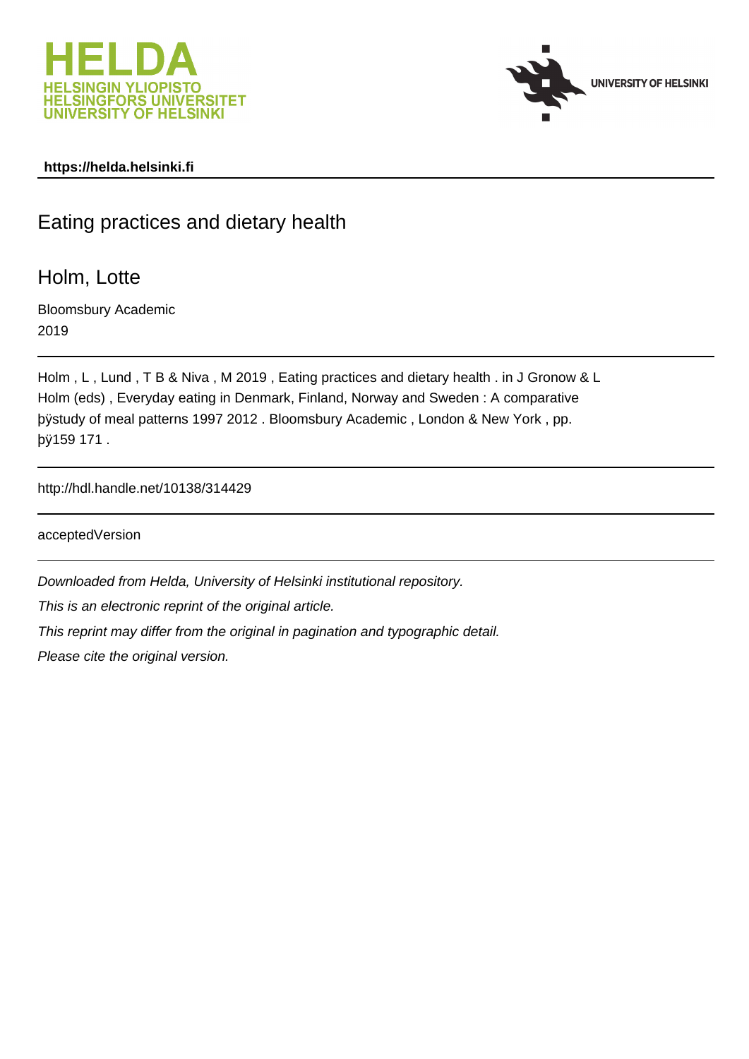HELDA
HELSINGIN YLIOPISTO
HELSINGFORS UNIVERSITET
UNIVERSITY OF HELSINKI

UNIVERSITY OF HELSINKI

**https://helda.helsinki.fi**

# Eating practices and dietary health

## Holm, Lotte

Bloomsbury Academic
2019

Holm , L , Lund , T B & Niva , M 2019 , Eating practices and dietary health . in J Gronow & L Holm (eds) , Everyday eating in Denmark, Finland, Norway and Sweden : A comparative þÿstudy of meal patterns 1997 2012 . Bloomsbury Academic , London & New York , pp. þÿ159 171 .

http://hdl.handle.net/10138/314429

acceptedVersion

*Downloaded from Helda, University of Helsinki institutional repository.*

*This is an electronic reprint of the original article.*

*This reprint may differ from the original in pagination and typographic detail.*

*Please cite the original version.*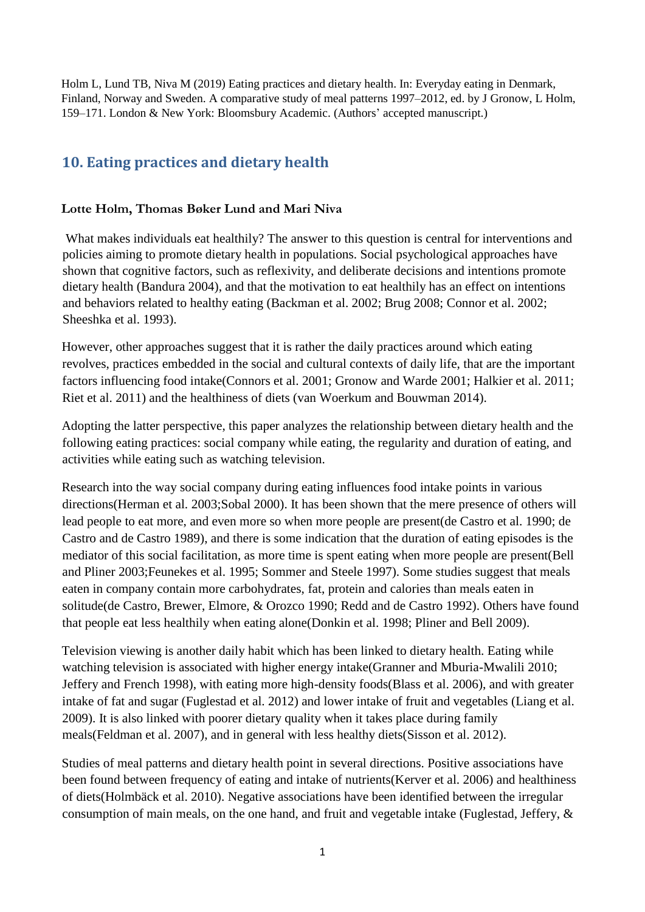Holm L, Lund TB, Niva M (2019) Eating practices and dietary health. In: Everyday eating in Denmark, Finland, Norway and Sweden. A comparative study of meal patterns 1997–2012, ed. by J Gronow, L Holm, 159–171. London & New York: Bloomsbury Academic. (Authors' accepted manuscript.)

## 10. Eating practices and dietary health

**Lotte Holm, Thomas Bøker Lund and Mari Niva**

What makes individuals eat healthily? The answer to this question is central for interventions and policies aiming to promote dietary health in populations. Social psychological approaches have shown that cognitive factors, such as reflexivity, and deliberate decisions and intentions promote dietary health (Bandura 2004), and that the motivation to eat healthily has an effect on intentions and behaviors related to healthy eating (Backman et al. 2002; Brug 2008; Connor et al. 2002; Sheeshka et al. 1993).

However, other approaches suggest that it is rather the daily practices around which eating revolves, practices embedded in the social and cultural contexts of daily life, that are the important factors influencing food intake(Connors et al. 2001; Gronow and Warde 2001; Halkier et al. 2011; Riet et al. 2011) and the healthiness of diets (van Woerkum and Bouwman 2014).

Adopting the latter perspective, this paper analyzes the relationship between dietary health and the following eating practices: social company while eating, the regularity and duration of eating, and activities while eating such as watching television.

Research into the way social company during eating influences food intake points in various directions(Herman et al. 2003;Sobal 2000). It has been shown that the mere presence of others will lead people to eat more, and even more so when more people are present(de Castro et al. 1990; de Castro and de Castro 1989), and there is some indication that the duration of eating episodes is the mediator of this social facilitation, as more time is spent eating when more people are present(Bell and Pliner 2003;Feunekes et al. 1995; Sommer and Steele 1997). Some studies suggest that meals eaten in company contain more carbohydrates, fat, protein and calories than meals eaten in solitude(de Castro, Brewer, Elmore, & Orozco 1990; Redd and de Castro 1992). Others have found that people eat less healthily when eating alone(Donkin et al. 1998; Pliner and Bell 2009).

Television viewing is another daily habit which has been linked to dietary health. Eating while watching television is associated with higher energy intake(Granner and Mburia-Mwalili 2010; Jeffery and French 1998), with eating more high-density foods(Blass et al. 2006), and with greater intake of fat and sugar (Fuglestad et al. 2012) and lower intake of fruit and vegetables (Liang et al. 2009). It is also linked with poorer dietary quality when it takes place during family meals(Feldman et al. 2007), and in general with less healthy diets(Sisson et al. 2012).

Studies of meal patterns and dietary health point in several directions. Positive associations have been found between frequency of eating and intake of nutrients(Kerver et al. 2006) and healthiness of diets(Holmbäck et al. 2010). Negative associations have been identified between the irregular consumption of main meals, on the one hand, and fruit and vegetable intake (Fuglestad, Jeffery, &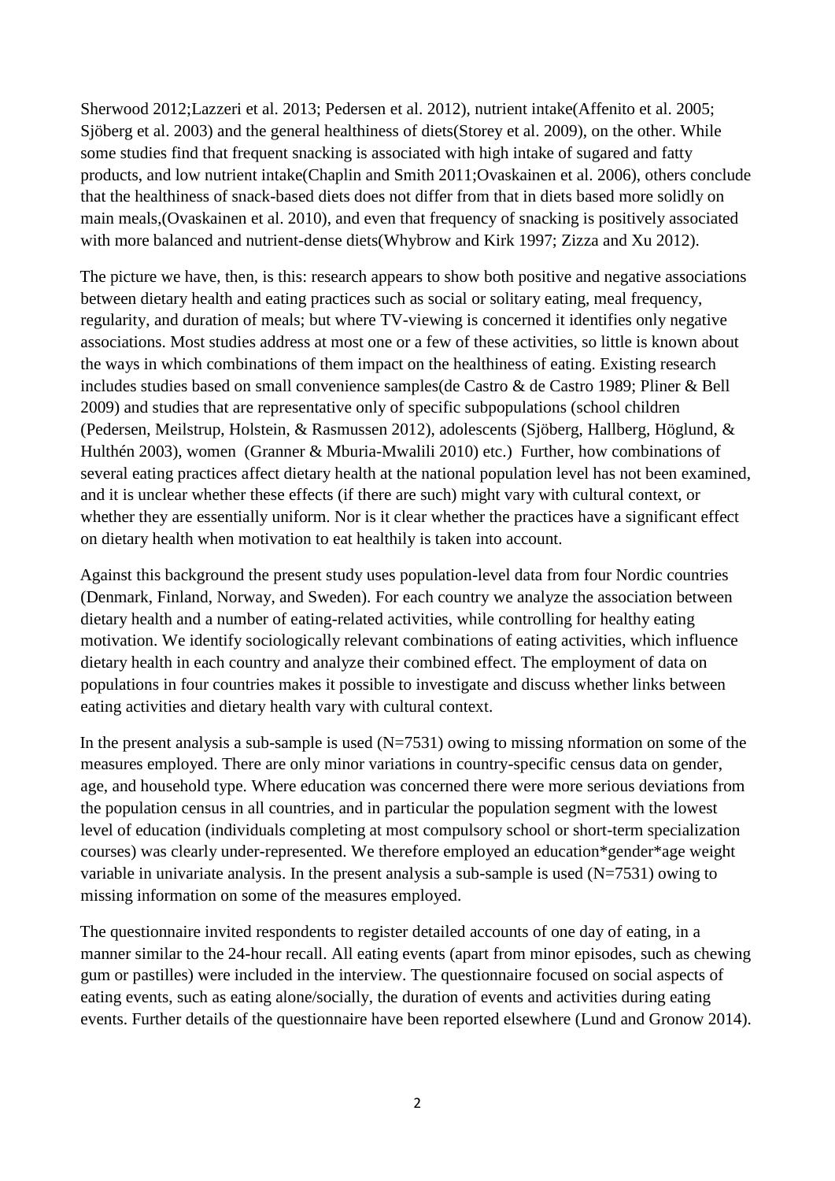Sherwood 2012;Lazzeri et al. 2013; Pedersen et al. 2012), nutrient intake(Affenito et al. 2005; Sjöberg et al. 2003) and the general healthiness of diets(Storey et al. 2009), on the other. While some studies find that frequent snacking is associated with high intake of sugared and fatty products, and low nutrient intake(Chaplin and Smith 2011;Ovaskainen et al. 2006), others conclude that the healthiness of snack-based diets does not differ from that in diets based more solidly on main meals,(Ovaskainen et al. 2010), and even that frequency of snacking is positively associated with more balanced and nutrient-dense diets(Whybrow and Kirk 1997; Zizza and Xu 2012).

The picture we have, then, is this: research appears to show both positive and negative associations between dietary health and eating practices such as social or solitary eating, meal frequency, regularity, and duration of meals; but where TV-viewing is concerned it identifies only negative associations. Most studies address at most one or a few of these activities, so little is known about the ways in which combinations of them impact on the healthiness of eating. Existing research includes studies based on small convenience samples(de Castro & de Castro 1989; Pliner & Bell 2009) and studies that are representative only of specific subpopulations (school children (Pedersen, Meilstrup, Holstein, & Rasmussen 2012), adolescents (Sjöberg, Hallberg, Höglund, & Hulthén 2003), women (Granner & Mburia-Mwalili 2010) etc.) Further, how combinations of several eating practices affect dietary health at the national population level has not been examined, and it is unclear whether these effects (if there are such) might vary with cultural context, or whether they are essentially uniform. Nor is it clear whether the practices have a significant effect on dietary health when motivation to eat healthily is taken into account.

Against this background the present study uses population-level data from four Nordic countries (Denmark, Finland, Norway, and Sweden). For each country we analyze the association between dietary health and a number of eating-related activities, while controlling for healthy eating motivation. We identify sociologically relevant combinations of eating activities, which influence dietary health in each country and analyze their combined effect. The employment of data on populations in four countries makes it possible to investigate and discuss whether links between eating activities and dietary health vary with cultural context.

In the present analysis a sub-sample is used (N=7531) owing to missing nformation on some of the measures employed. There are only minor variations in country-specific census data on gender, age, and household type. Where education was concerned there were more serious deviations from the population census in all countries, and in particular the population segment with the lowest level of education (individuals completing at most compulsory school or short-term specialization courses) was clearly under-represented. We therefore employed an education*gender*age weight variable in univariate analysis. In the present analysis a sub-sample is used (N=7531) owing to missing information on some of the measures employed.

The questionnaire invited respondents to register detailed accounts of one day of eating, in a manner similar to the 24-hour recall. All eating events (apart from minor episodes, such as chewing gum or pastilles) were included in the interview. The questionnaire focused on social aspects of eating events, such as eating alone/socially, the duration of events and activities during eating events. Further details of the questionnaire have been reported elsewhere (Lund and Gronow 2014).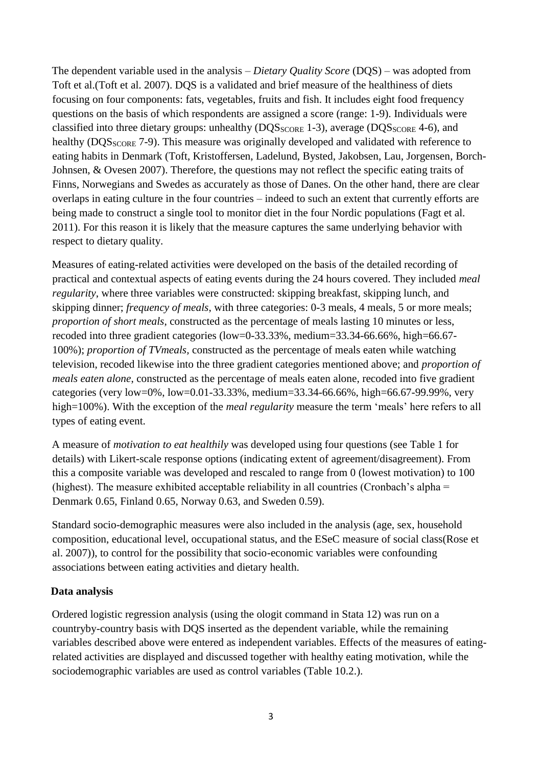The dependent variable used in the analysis – *Dietary Quality Score* (DQS) – was adopted from Toft et al.(Toft et al. 2007). DQS is a validated and brief measure of the healthiness of diets focusing on four components: fats, vegetables, fruits and fish. It includes eight food frequency questions on the basis of which respondents are assigned a score (range: 1-9). Individuals were classified into three dietary groups: unhealthy ($DQS_{SCORE}$ 1-3), average ($DQS_{SCORE}$ 4-6), and healthy ($DQS_{SCORE}$ 7-9). This measure was originally developed and validated with reference to eating habits in Denmark (Toft, Kristoffersen, Ladelund, Bysted, Jakobsen, Lau, Jorgensen, Borch-Johnsen, & Ovesen 2007). Therefore, the questions may not reflect the specific eating traits of Finns, Norwegians and Swedes as accurately as those of Danes. On the other hand, there are clear overlaps in eating culture in the four countries – indeed to such an extent that currently efforts are being made to construct a single tool to monitor diet in the four Nordic populations (Fagt et al. 2011). For this reason it is likely that the measure captures the same underlying behavior with respect to dietary quality.

Measures of eating-related activities were developed on the basis of the detailed recording of practical and contextual aspects of eating events during the 24 hours covered. They included *meal regularity*, where three variables were constructed: skipping breakfast, skipping lunch, and skipping dinner; *frequency of meals*, with three categories: 0-3 meals, 4 meals, 5 or more meals; *proportion of short meals*, constructed as the percentage of meals lasting 10 minutes or less, recoded into three gradient categories (low=0-33.33%, medium=33.34-66.66%, high=66.67-100%); *proportion of TVmeals,* constructed as the percentage of meals eaten while watching television, recoded likewise into the three gradient categories mentioned above; and *proportion of meals eaten alone*, constructed as the percentage of meals eaten alone, recoded into five gradient categories (very low=0%, low=0.01-33.33%, medium=33.34-66.66%, high=66.67-99.99%, very high=100%). With the exception of the *meal regularity* measure the term 'meals' here refers to all types of eating event.

A measure of *motivation to eat healthily* was developed using four questions (see Table 1 for details) with Likert-scale response options (indicating extent of agreement/disagreement). From this a composite variable was developed and rescaled to range from 0 (lowest motivation) to 100 (highest). The measure exhibited acceptable reliability in all countries (Cronbach's alpha = Denmark 0.65, Finland 0.65, Norway 0.63, and Sweden 0.59).

Standard socio-demographic measures were also included in the analysis (age, sex, household composition, educational level, occupational status, and the ESeC measure of social class(Rose et al. 2007)), to control for the possibility that socio-economic variables were confounding associations between eating activities and dietary health.

### Data analysis

Ordered logistic regression analysis (using the ologit command in Stata 12) was run on a countryby-country basis with DQS inserted as the dependent variable, while the remaining variables described above were entered as independent variables. Effects of the measures of eating-related activities are displayed and discussed together with healthy eating motivation, while the sociodemographic variables are used as control variables (Table 10.2.).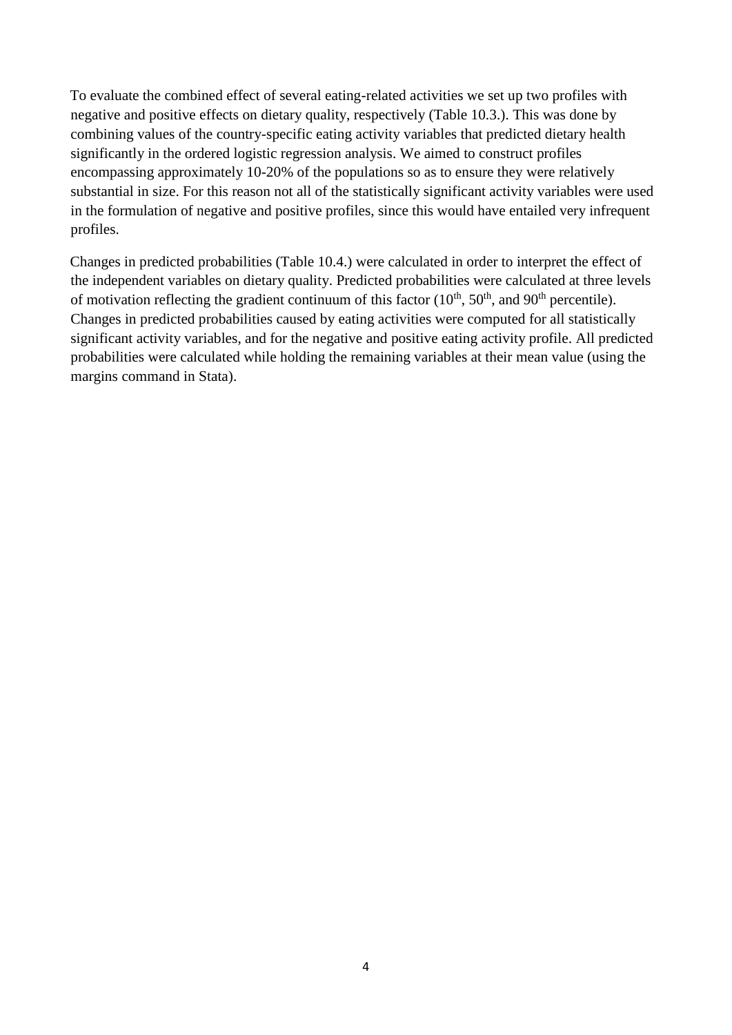To evaluate the combined effect of several eating-related activities we set up two profiles with negative and positive effects on dietary quality, respectively (Table 10.3.). This was done by combining values of the country-specific eating activity variables that predicted dietary health significantly in the ordered logistic regression analysis. We aimed to construct profiles encompassing approximately 10-20% of the populations so as to ensure they were relatively substantial in size. For this reason not all of the statistically significant activity variables were used in the formulation of negative and positive profiles, since this would have entailed very infrequent profiles.

Changes in predicted probabilities (Table 10.4.) were calculated in order to interpret the effect of the independent variables on dietary quality. Predicted probabilities were calculated at three levels of motivation reflecting the gradient continuum of this factor ($10^{th}$, $50^{th}$, and $90^{th}$ percentile). Changes in predicted probabilities caused by eating activities were computed for all statistically significant activity variables, and for the negative and positive eating activity profile. All predicted probabilities were calculated while holding the remaining variables at their mean value (using the margins command in Stata).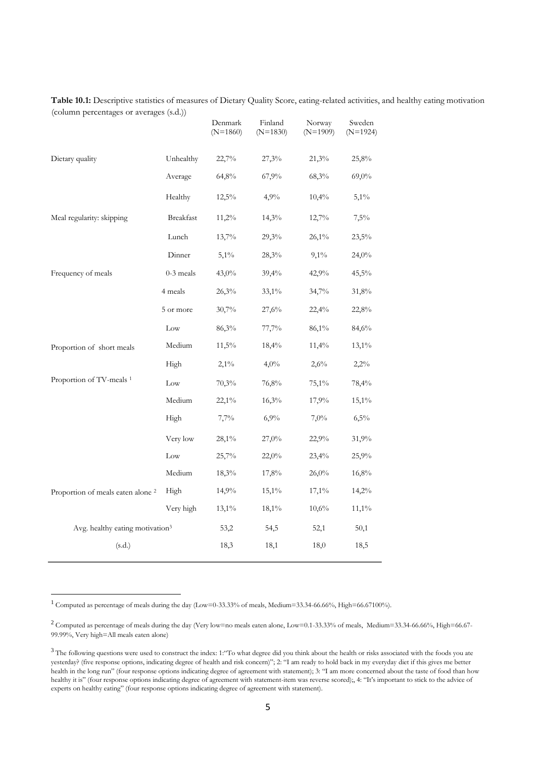**Table 10.1:** Descriptive statistics of measures of Dietary Quality Score, eating-related activities, and healthy eating motivation (column percentages or averages (s.d.))

| | | Denmark (N=1860) | Finland (N=1830) | Norway (N=1909) | Sweden (N=1924) |
|---|---|---|---|---|---|
| Dietary quality | Unhealthy | 22,7% | 27,3% | 21,3% | 25,8% |
| | Average | 64,8% | 67,9% | 68,3% | 69,0% |
| | Healthy | 12,5% | 4,9% | 10,4% | 5,1% |
| Meal regularity: skipping | Breakfast | 11,2% | 14,3% | 12,7% | 7,5% |
| | Lunch | 13,7% | 29,3% | 26,1% | 23,5% |
| | Dinner | 5,1% | 28,3% | 9,1% | 24,0% |
| Frequency of meals | 0-3 meals | 43,0% | 39,4% | 42,9% | 45,5% |
| | 4 meals | 26,3% | 33,1% | 34,7% | 31,8% |
| | 5 or more | 30,7% | 27,6% | 22,4% | 22,8% |
| Proportion of short meals | Low | 86,3% | 77,7% | 86,1% | 84,6% |
| | Medium | 11,5% | 18,4% | 11,4% | 13,1% |
| | High | 2,1% | 4,0% | 2,6% | 2,2% |
| Proportion of TV-meals [1] | Low | 70,3% | 76,8% | 75,1% | 78,4% |
| | Medium | 22,1% | 16,3% | 17,9% | 15,1% |
| | High | 7,7% | 6,9% | 7,0% | 6,5% |
| Proportion of meals eaten alone [2] | Very low | 28,1% | 27,0% | 22,9% | 31,9% |
| | Low | 25,7% | 22,0% | 23,4% | 25,9% |
| | Medium | 18,3% | 17,8% | 26,0% | 16,8% |
| | High | 14,9% | 15,1% | 17,1% | 14,2% |
| | Very high | 13,1% | 18,1% | 10,6% | 11,1% |
| Avg. healthy eating motivation[3] | | 53,2 | 54,5 | 52,1 | 50,1 |
| (s.d.) | | 18,3 | 18,1 | 18,0 | 18,5 |

[1] Computed as percentage of meals during the day (Low=0-33.33% of meals, Medium=33.34-66.66%, High=66.67100%).

[2] Computed as percentage of meals during the day (Very low=no meals eaten alone, Low=0.1-33.33% of meals, Medium=33.34-66.66%, High=66.67-99.99%, Very high=All meals eaten alone)

[3] The following questions were used to construct the index: 1:"To what degree did you think about the health or risks associated with the foods you ate yesterday? (five response options, indicating degree of health and risk concern)"; 2: "I am ready to hold back in my everyday diet if this gives me better health in the long run" (four response options indicating degree of agreement with statement); 3: "I am more concerned about the taste of food than how healthy it is" (four response options indicating degree of agreement with statement-item was reverse scored);, 4: "It's important to stick to the advice of experts on healthy eating" (four response options indicating degree of agreement with statement).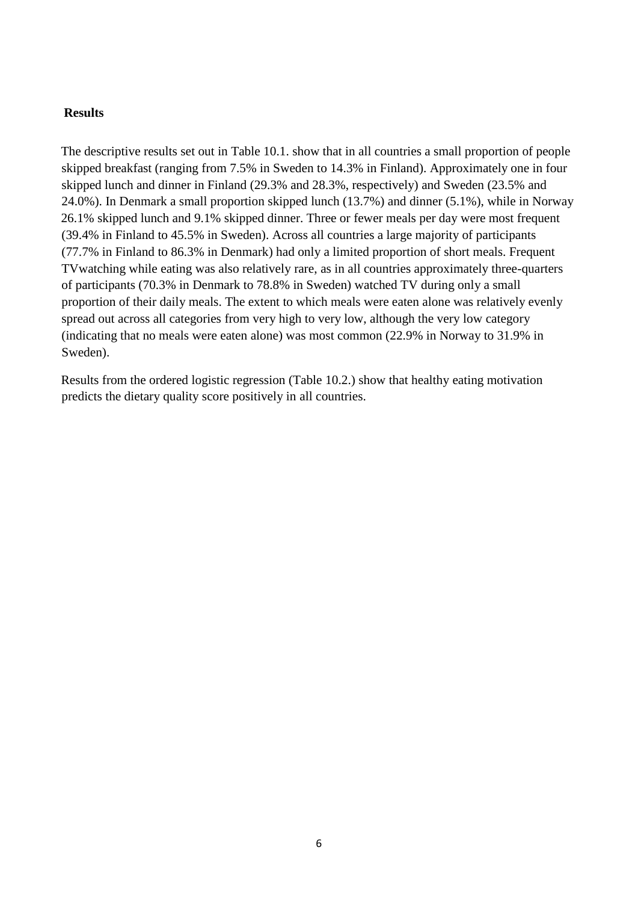**Results**

The descriptive results set out in Table 10.1. show that in all countries a small proportion of people skipped breakfast (ranging from 7.5% in Sweden to 14.3% in Finland). Approximately one in four skipped lunch and dinner in Finland (29.3% and 28.3%, respectively) and Sweden (23.5% and 24.0%). In Denmark a small proportion skipped lunch (13.7%) and dinner (5.1%), while in Norway 26.1% skipped lunch and 9.1% skipped dinner. Three or fewer meals per day were most frequent (39.4% in Finland to 45.5% in Sweden). Across all countries a large majority of participants (77.7% in Finland to 86.3% in Denmark) had only a limited proportion of short meals. Frequent TVwatching while eating was also relatively rare, as in all countries approximately three-quarters of participants (70.3% in Denmark to 78.8% in Sweden) watched TV during only a small proportion of their daily meals. The extent to which meals were eaten alone was relatively evenly spread out across all categories from very high to very low, although the very low category (indicating that no meals were eaten alone) was most common (22.9% in Norway to 31.9% in Sweden).

Results from the ordered logistic regression (Table 10.2.) show that healthy eating motivation predicts the dietary quality score positively in all countries.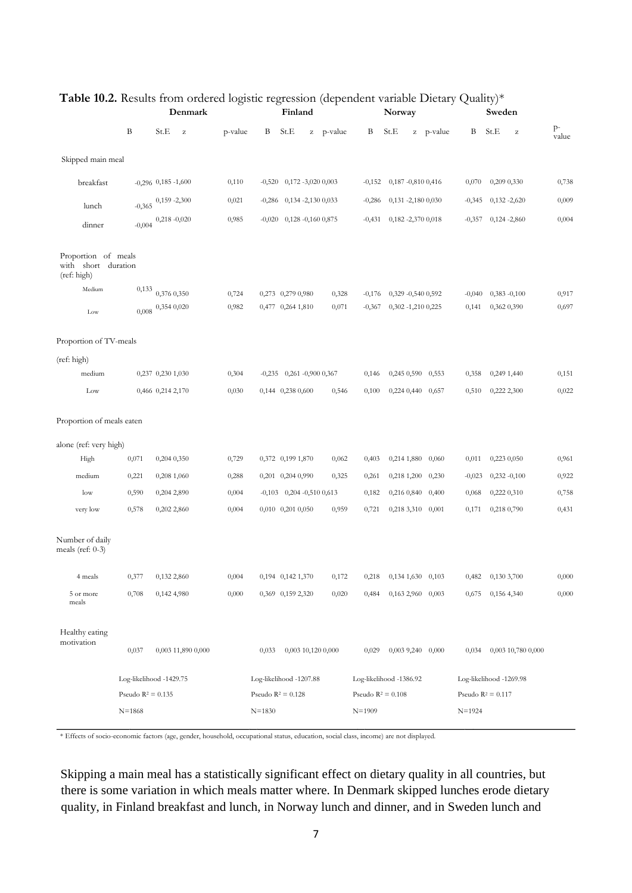**Table 10.2.** Results from ordered logistic regression (dependent variable Dietary Quality)*

| | Denmark | | | | Finland | | | | Norway | | | | Sweden | | | |
|---|---|---|---|---|---|---|---|---|---|---|---|---|---|---|---|---|
| | B | St.E | z | p-value | B | St.E | z | p-value | B | St.E | z | p-value | B | St.E | z | p-value |
| Skipped main meal | | | | | | | | | | | | | | | | |
| breakfast | -0,296 | 0,185 | -1,600 | 0,110 | -0,520 | 0,172 | -3,020 | 0,003 | -0,152 | 0,187 | -0,810 | 0,416 | 0,070 | 0,209 | 0,330 | 0,738 |
| lunch | -0,365 | 0,159 | -2,300 | 0,021 | -0,286 | 0,134 | -2,130 | 0,033 | -0,286 | 0,131 | -2,180 | 0,030 | -0,345 | 0,132 | -2,620 | 0,009 |
| dinner | -0,004 | 0,218 | -0,020 | 0,985 | -0,020 | 0,128 | -0,160 | 0,875 | -0,431 | 0,182 | -2,370 | 0,018 | -0,357 | 0,124 | -2,860 | 0,004 |
| Proportion of meals with short duration (ref: high) | | | | | | | | | | | | | | | | |
| Medium | 0,133 | 0,376 | 0,350 | 0,724 | 0,273 | 0,279 | 0,980 | 0,328 | -0,176 | 0,329 | -0,540 | 0,592 | -0,040 | 0,383 | -0,100 | 0,917 |
| Low | 0,008 | 0,354 | 0,020 | 0,982 | 0,477 | 0,264 | 1,810 | 0,071 | -0,367 | 0,302 | -1,210 | 0,225 | 0,141 | 0,362 | 0,390 | 0,697 |
| Proportion of TV-meals (ref: high) | | | | | | | | | | | | | | | | |
| medium | 0,237 | 0,230 | 1,030 | 0,304 | -0,235 | 0,261 | -0,900 | 0,367 | 0,146 | 0,245 | 0,590 | 0,553 | 0,358 | 0,249 | 1,440 | 0,151 |
| Low | 0,466 | 0,214 | 2,170 | 0,030 | 0,144 | 0,238 | 0,600 | 0,546 | 0,100 | 0,224 | 0,440 | 0,657 | 0,510 | 0,222 | 2,300 | 0,022 |
| Proportion of meals eaten alone (ref: very high) | | | | | | | | | | | | | | | | |
| High | 0,071 | 0,204 | 0,350 | 0,729 | 0,372 | 0,199 | 1,870 | 0,062 | 0,403 | 0,214 | 1,880 | 0,060 | 0,011 | 0,223 | 0,050 | 0,961 |
| medium | 0,221 | 0,208 | 1,060 | 0,288 | 0,201 | 0,204 | 0,990 | 0,325 | 0,261 | 0,218 | 1,200 | 0,230 | -0,023 | 0,232 | -0,100 | 0,922 |
| low | 0,590 | 0,204 | 2,890 | 0,004 | -0,103 | 0,204 | -0,510 | 0,613 | 0,182 | 0,216 | 0,840 | 0,400 | 0,068 | 0,222 | 0,310 | 0,758 |
| very low | 0,578 | 0,202 | 2,860 | 0,004 | 0,010 | 0,201 | 0,050 | 0,959 | 0,721 | 0,218 | 3,310 | 0,001 | 0,171 | 0,218 | 0,790 | 0,431 |
| Number of daily meals (ref: 0-3) | | | | | | | | | | | | | | | | |
| 4 meals | 0,377 | 0,132 | 2,860 | 0,004 | 0,194 | 0,142 | 1,370 | 0,172 | 0,218 | 0,134 | 1,630 | 0,103 | 0,482 | 0,130 | 3,700 | 0,000 |
| 5 or more meals | 0,708 | 0,142 | 4,980 | 0,000 | 0,369 | 0,159 | 2,320 | 0,020 | 0,484 | 0,163 | 2,960 | 0,003 | 0,675 | 0,156 | 4,340 | 0,000 |
| Healthy eating motivation | 0,037 | 0,003 | 11,890 | 0,000 | 0,033 | 0,003 | 10,120 | 0,000 | 0,029 | 0,003 | 9,240 | 0,000 | 0,034 | 0,003 | 10,780 | 0,000 |
| | Log-likelihood -1429.75 | | | | Log-likelihood -1207.88 | | | | Log-likelihood -1386.92 | | | | Log-likelihood -1269.98 | | | |
| | Pseudo $R^2$ = 0.135 | | | | Pseudo $R^2$ = 0.128 | | | | Pseudo $R^2$ = 0.108 | | | | Pseudo $R^2$ = 0.117 | | | |
| | N=1868 | | | | N=1830 | | | | N=1909 | | | | N=1924 | | | |

* Effects of socio-economic factors (age, gender, household, occupational status, education, social class, income) are not displayed.

Skipping a main meal has a statistically significant effect on dietary quality in all countries, but there is some variation in which meals matter where. In Denmark skipped lunches erode dietary quality, in Finland breakfast and lunch, in Norway lunch and dinner, and in Sweden lunch and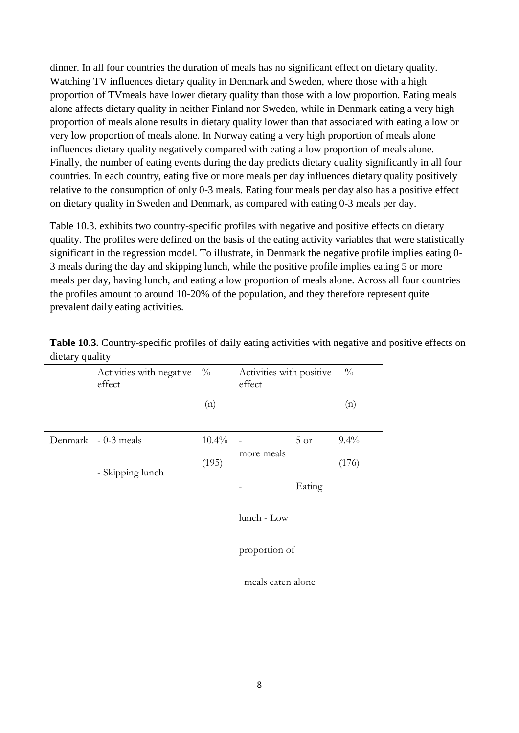dinner. In all four countries the duration of meals has no significant effect on dietary quality. Watching TV influences dietary quality in Denmark and Sweden, where those with a high proportion of TVmeals have lower dietary quality than those with a low proportion. Eating meals alone affects dietary quality in neither Finland nor Sweden, while in Denmark eating a very high proportion of meals alone results in dietary quality lower than that associated with eating a low or very low proportion of meals alone. In Norway eating a very high proportion of meals alone influences dietary quality negatively compared with eating a low proportion of meals alone. Finally, the number of eating events during the day predicts dietary quality significantly in all four countries. In each country, eating five or more meals per day influences dietary quality positively relative to the consumption of only 0-3 meals. Eating four meals per day also has a positive effect on dietary quality in Sweden and Denmark, as compared with eating 0-3 meals per day.

Table 10.3. exhibits two country-specific profiles with negative and positive effects on dietary quality. The profiles were defined on the basis of the eating activity variables that were statistically significant in the regression model. To illustrate, in Denmark the negative profile implies eating 0-3 meals during the day and skipping lunch, while the positive profile implies eating 5 or more meals per day, having lunch, and eating a low proportion of meals alone. Across all four countries the profiles amount to around 10-20% of the population, and they therefore represent quite prevalent daily eating activities.

**Table 10.3.** Country-specific profiles of daily eating activities with negative and positive effects on dietary quality

| | Activities with negative effect | % (n) | Activities with positive effect | % (n) |
|---|---|---|---|---|
| Denmark | - 0-3 meals<br>- Skipping lunch | 10.4% (195) | - 5 or more meals<br>- Eating lunch<br>- Low proportion of meals eaten alone | 9.4% (176) |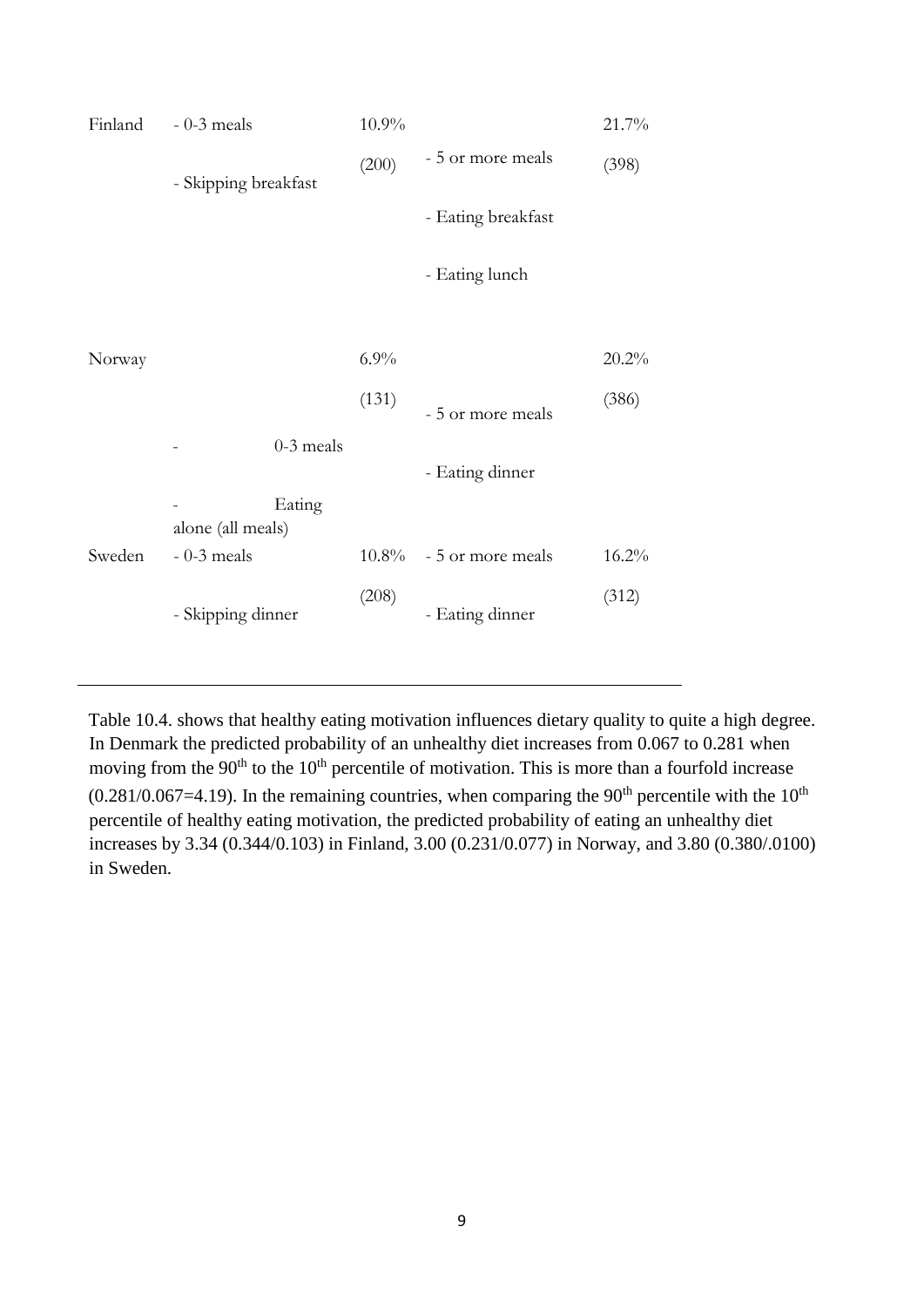| | | | | |
|---|---|---|---|---|
| Finland | - 0-3 meals<br>- Skipping breakfast | 10.9%<br>(200) | - 5 or more meals<br>- Eating breakfast<br>- Eating lunch | 21.7%<br>(398) |
| Norway | - 0-3 meals<br>- Eating alone (all meals) | 6.9%<br>(131) | - 5 or more meals<br>- Eating dinner | 20.2%<br>(386) |
| Sweden | - 0-3 meals<br>- Skipping dinner | 10.8%<br>(208) | - 5 or more meals<br>- Eating dinner | 16.2%<br>(312) |

Table 10.4. shows that healthy eating motivation influences dietary quality to quite a high degree. In Denmark the predicted probability of an unhealthy diet increases from 0.067 to 0.281 when moving from the 90$^{th}$ to the 10$^{th}$ percentile of motivation. This is more than a fourfold increase (0.281/0.067=4.19). In the remaining countries, when comparing the 90$^{th}$ percentile with the 10$^{th}$ percentile of healthy eating motivation, the predicted probability of eating an unhealthy diet increases by 3.34 (0.344/0.103) in Finland, 3.00 (0.231/0.077) in Norway, and 3.80 (0.380/.0100) in Sweden.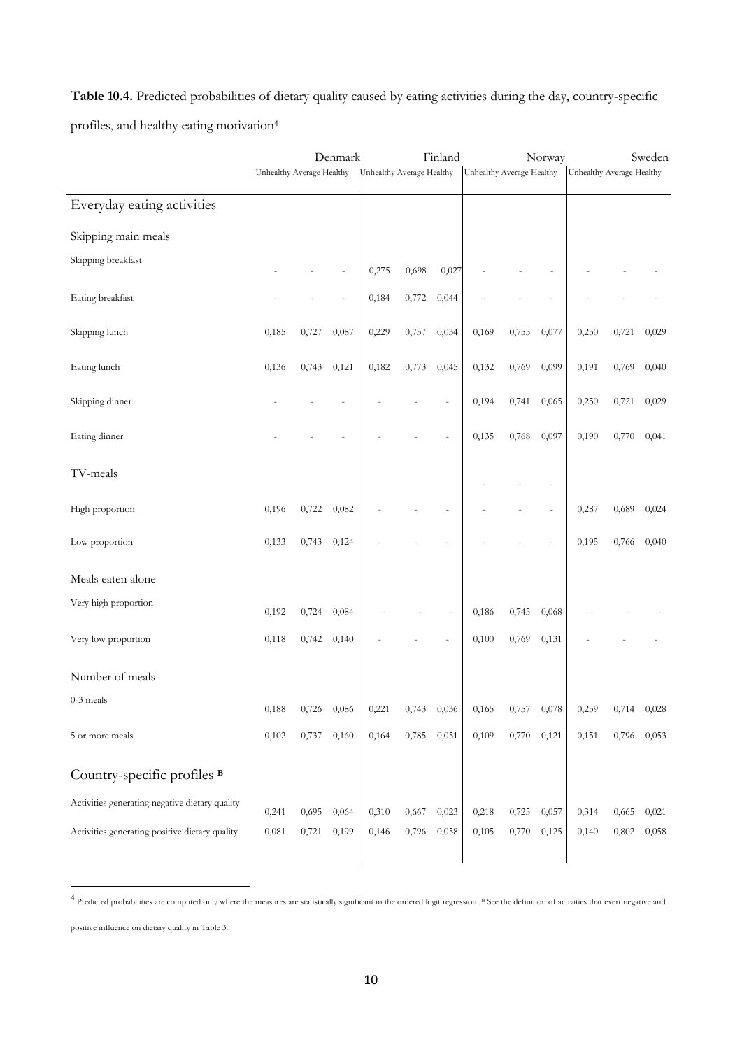**Table 10.4.** Predicted probabilities of dietary quality caused by eating activities during the day, country-specific profiles, and healthy eating motivation[4]

| | Denmark | | | Finland | | | Norway | | | Sweden | | |
|---|---|---|---|---|---|---|---|---|---|---|---|---|
| | Unhealthy | Average | Healthy | Unhealthy | Average | Healthy | Unhealthy | Average | Healthy | Unhealthy | Average | Healthy |
| **Everyday eating activities** | | | | | | | | | | | | |
| *Skipping main meals* | | | | | | | | | | | | |
| Skipping breakfast | - | - | - | 0,275 | 0,698 | 0,027 | - | - | - | - | - | - |
| Eating breakfast | - | - | - | 0,184 | 0,772 | 0,044 | - | - | - | - | - | - |
| Skipping lunch | 0,185 | 0,727 | 0,087 | 0,229 | 0,737 | 0,034 | 0,169 | 0,755 | 0,077 | 0,250 | 0,721 | 0,029 |
| Eating lunch | 0,136 | 0,743 | 0,121 | 0,182 | 0,773 | 0,045 | 0,132 | 0,769 | 0,099 | 0,191 | 0,769 | 0,040 |
| Skipping dinner | - | - | - | - | - | - | 0,194 | 0,741 | 0,065 | 0,250 | 0,721 | 0,029 |
| Eating dinner | - | - | - | - | - | - | 0,135 | 0,768 | 0,097 | 0,190 | 0,770 | 0,041 |
| *TV-meals* | | | | | | | - | - | - | | | |
| High proportion | 0,196 | 0,722 | 0,082 | - | - | - | - | - | - | 0,287 | 0,689 | 0,024 |
| Low proportion | 0,133 | 0,743 | 0,124 | - | - | - | - | - | - | 0,195 | 0,766 | 0,040 |
| *Meals eaten alone* | | | | | | | | | | | | |
| Very high proportion | 0,192 | 0,724 | 0,084 | - | - | - | 0,186 | 0,745 | 0,068 | - | - | - |
| Very low proportion | 0,118 | 0,742 | 0,140 | - | - | - | 0,100 | 0,769 | 0,131 | - | - | - |
| *Number of meals* | | | | | | | | | | | | |
| 0-3 meals | 0,188 | 0,726 | 0,086 | 0,221 | 0,743 | 0,036 | 0,165 | 0,757 | 0,078 | 0,259 | 0,714 | 0,028 |
| 5 or more meals | 0,102 | 0,737 | 0,160 | 0,164 | 0,785 | 0,051 | 0,109 | 0,770 | 0,121 | 0,151 | 0,796 | 0,053 |
| **Country-specific profiles [B]** | | | | | | | | | | | | |
| Activities generating negative dietary quality | 0,241 | 0,695 | 0,064 | 0,310 | 0,667 | 0,023 | 0,218 | 0,725 | 0,057 | 0,314 | 0,665 | 0,021 |
| Activities generating positive dietary quality | 0,081 | 0,721 | 0,199 | 0,146 | 0,796 | 0,058 | 0,105 | 0,770 | 0,125 | 0,140 | 0,802 | 0,058 |

[4] Predicted probabilities are computed only where the measures are statistically significant in the ordered logit regression. [B] See the definition of activities that exert negative and positive influence on dietary quality in Table 3.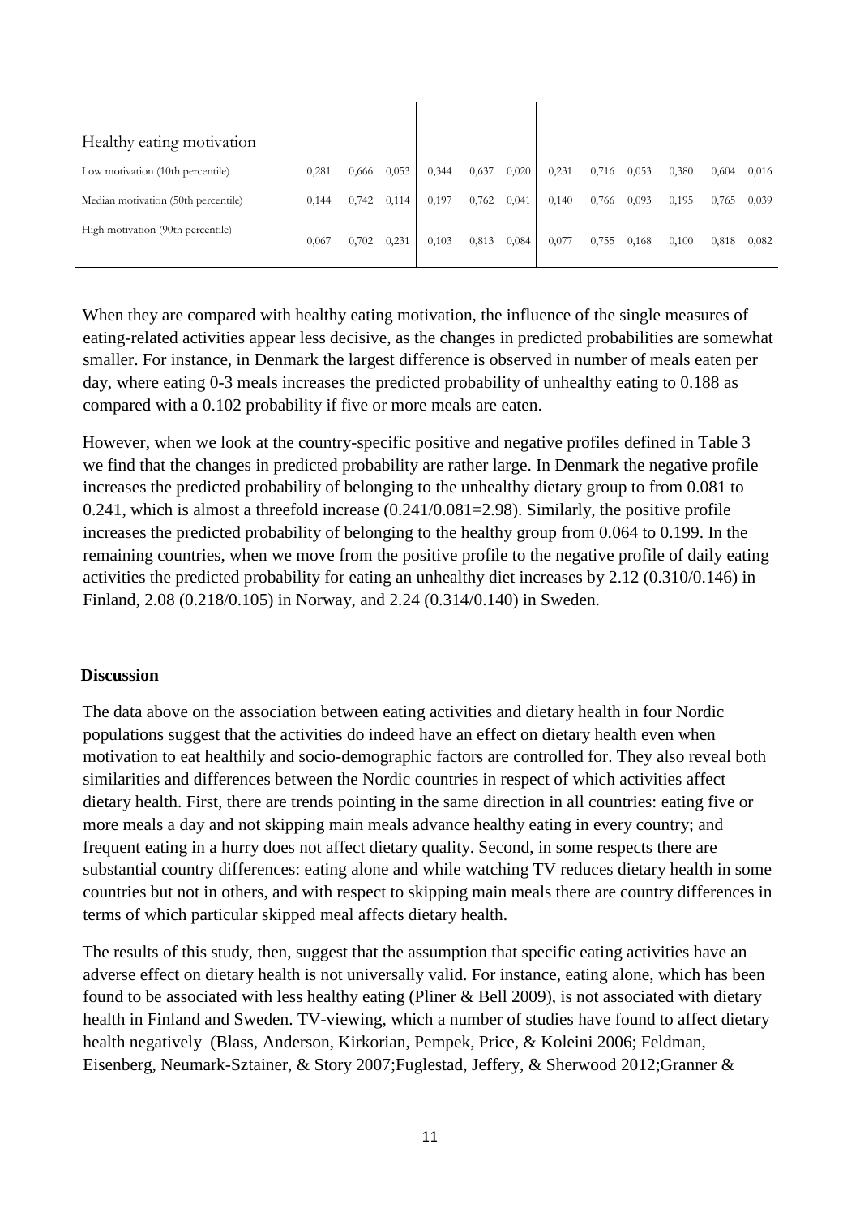| | | | | | | | | | | | | |
|---|---|---|---|---|---|---|---|---|---|---|---|---|
| Healthy eating motivation | | | | | | | | | | | | |
| Low motivation (10th percentile) | 0,281 | 0,666 | 0,053 | 0,344 | 0,637 | 0,020 | 0,231 | 0,716 | 0,053 | 0,380 | 0,604 | 0,016 |
| Median motivation (50th percentile) | 0,144 | 0,742 | 0,114 | 0,197 | 0,762 | 0,041 | 0,140 | 0,766 | 0,093 | 0,195 | 0,765 | 0,039 |
| High motivation (90th percentile) | 0,067 | 0,702 | 0,231 | 0,103 | 0,813 | 0,084 | 0,077 | 0,755 | 0,168 | 0,100 | 0,818 | 0,082 |

When they are compared with healthy eating motivation, the influence of the single measures of eating-related activities appear less decisive, as the changes in predicted probabilities are somewhat smaller. For instance, in Denmark the largest difference is observed in number of meals eaten per day, where eating 0-3 meals increases the predicted probability of unhealthy eating to 0.188 as compared with a 0.102 probability if five or more meals are eaten.

However, when we look at the country-specific positive and negative profiles defined in Table 3 we find that the changes in predicted probability are rather large. In Denmark the negative profile increases the predicted probability of belonging to the unhealthy dietary group to from 0.081 to 0.241, which is almost a threefold increase (0.241/0.081=2.98). Similarly, the positive profile increases the predicted probability of belonging to the healthy group from 0.064 to 0.199. In the remaining countries, when we move from the positive profile to the negative profile of daily eating activities the predicted probability for eating an unhealthy diet increases by 2.12 (0.310/0.146) in Finland, 2.08 (0.218/0.105) in Norway, and 2.24 (0.314/0.140) in Sweden.

## Discussion

The data above on the association between eating activities and dietary health in four Nordic populations suggest that the activities do indeed have an effect on dietary health even when motivation to eat healthily and socio-demographic factors are controlled for. They also reveal both similarities and differences between the Nordic countries in respect of which activities affect dietary health. First, there are trends pointing in the same direction in all countries: eating five or more meals a day and not skipping main meals advance healthy eating in every country; and frequent eating in a hurry does not affect dietary quality. Second, in some respects there are substantial country differences: eating alone and while watching TV reduces dietary health in some countries but not in others, and with respect to skipping main meals there are country differences in terms of which particular skipped meal affects dietary health.

The results of this study, then, suggest that the assumption that specific eating activities have an adverse effect on dietary health is not universally valid. For instance, eating alone, which has been found to be associated with less healthy eating (Pliner & Bell 2009), is not associated with dietary health in Finland and Sweden. TV-viewing, which a number of studies have found to affect dietary health negatively (Blass, Anderson, Kirkorian, Pempek, Price, & Koleini 2006; Feldman, Eisenberg, Neumark-Sztainer, & Story 2007;Fuglestad, Jeffery, & Sherwood 2012;Granner &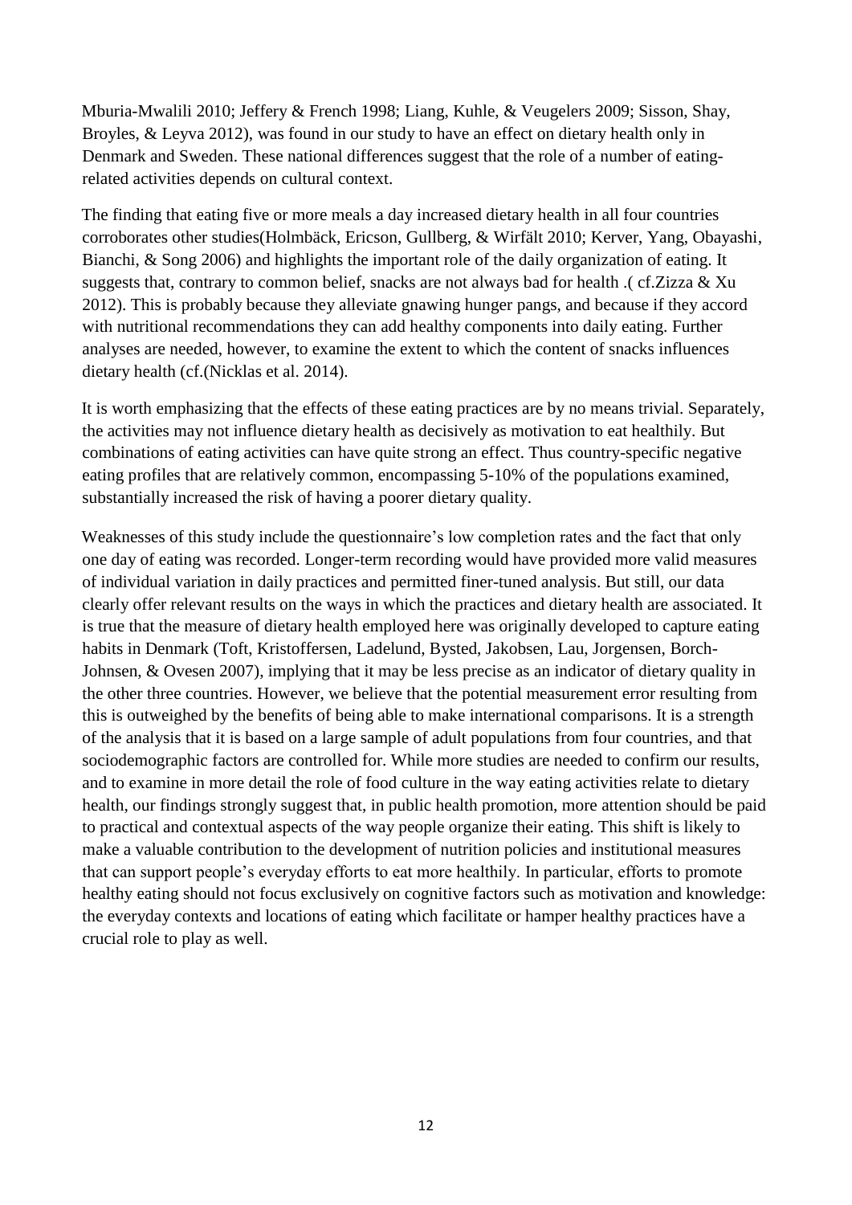Mburia-Mwalili 2010; Jeffery & French 1998; Liang, Kuhle, & Veugelers 2009; Sisson, Shay, Broyles, & Leyva 2012), was found in our study to have an effect on dietary health only in Denmark and Sweden. These national differences suggest that the role of a number of eating-related activities depends on cultural context.

The finding that eating five or more meals a day increased dietary health in all four countries corroborates other studies(Holmbäck, Ericson, Gullberg, & Wirfält 2010; Kerver, Yang, Obayashi, Bianchi, & Song 2006) and highlights the important role of the daily organization of eating. It suggests that, contrary to common belief, snacks are not always bad for health .( cf.Zizza & Xu 2012). This is probably because they alleviate gnawing hunger pangs, and because if they accord with nutritional recommendations they can add healthy components into daily eating. Further analyses are needed, however, to examine the extent to which the content of snacks influences dietary health (cf.(Nicklas et al. 2014).

It is worth emphasizing that the effects of these eating practices are by no means trivial. Separately, the activities may not influence dietary health as decisively as motivation to eat healthily. But combinations of eating activities can have quite strong an effect. Thus country-specific negative eating profiles that are relatively common, encompassing 5-10% of the populations examined, substantially increased the risk of having a poorer dietary quality.

Weaknesses of this study include the questionnaire's low completion rates and the fact that only one day of eating was recorded. Longer-term recording would have provided more valid measures of individual variation in daily practices and permitted finer-tuned analysis. But still, our data clearly offer relevant results on the ways in which the practices and dietary health are associated. It is true that the measure of dietary health employed here was originally developed to capture eating habits in Denmark (Toft, Kristoffersen, Ladelund, Bysted, Jakobsen, Lau, Jorgensen, Borch-Johnsen, & Ovesen 2007), implying that it may be less precise as an indicator of dietary quality in the other three countries. However, we believe that the potential measurement error resulting from this is outweighed by the benefits of being able to make international comparisons. It is a strength of the analysis that it is based on a large sample of adult populations from four countries, and that sociodemographic factors are controlled for. While more studies are needed to confirm our results, and to examine in more detail the role of food culture in the way eating activities relate to dietary health, our findings strongly suggest that, in public health promotion, more attention should be paid to practical and contextual aspects of the way people organize their eating. This shift is likely to make a valuable contribution to the development of nutrition policies and institutional measures that can support people's everyday efforts to eat more healthily. In particular, efforts to promote healthy eating should not focus exclusively on cognitive factors such as motivation and knowledge: the everyday contexts and locations of eating which facilitate or hamper healthy practices have a crucial role to play as well.